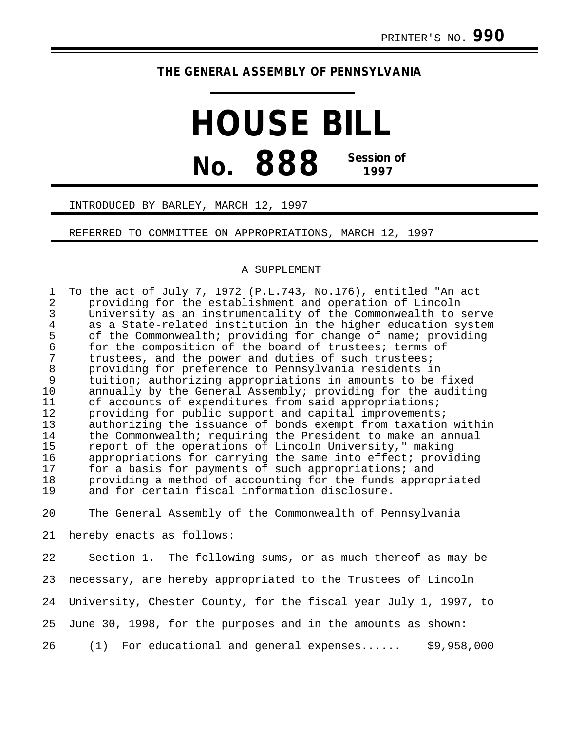PRINTER'S NO. **990**

# THE GENERAL ASSEMBLY OF PENNSYLVANIA

# HOUSE BILL

## No. 888 Session of 1997

INTRODUCED BY BARLEY, MARCH 12, 1997

REFERRED TO COMMITTEE ON APPROPRIATIONS, MARCH 12, 1997

A SUPPLEMENT

To the act of July 7, 1972 (P.L.743, No.176), entitled "An act providing for the establishment and operation of Lincoln University as an instrumentality of the Commonwealth to serve as a State-related institution in the higher education system of the Commonwealth; providing for change of name; providing for the composition of the board of trustees; terms of trustees, and the power and duties of such trustees; providing for preference to Pennsylvania residents in tuition; authorizing appropriations in amounts to be fixed annually by the General Assembly; providing for the auditing of accounts of expenditures from said appropriations; providing for public support and capital improvements; authorizing the issuance of bonds exempt from taxation within the Commonwealth; requiring the President to make an annual report of the operations of Lincoln University," making appropriations for carrying the same into effect; providing for a basis for payments of such appropriations; and providing a method of accounting for the funds appropriated and for certain fiscal information disclosure.

The General Assembly of the Commonwealth of Pennsylvania hereby enacts as follows:

Section 1. The following sums, or as much thereof as may be necessary, are hereby appropriated to the Trustees of Lincoln University, Chester County, for the fiscal year July 1, 1997, to June 30, 1998, for the purposes and in the amounts as shown:

(1) For educational and general expenses...... $9,958,000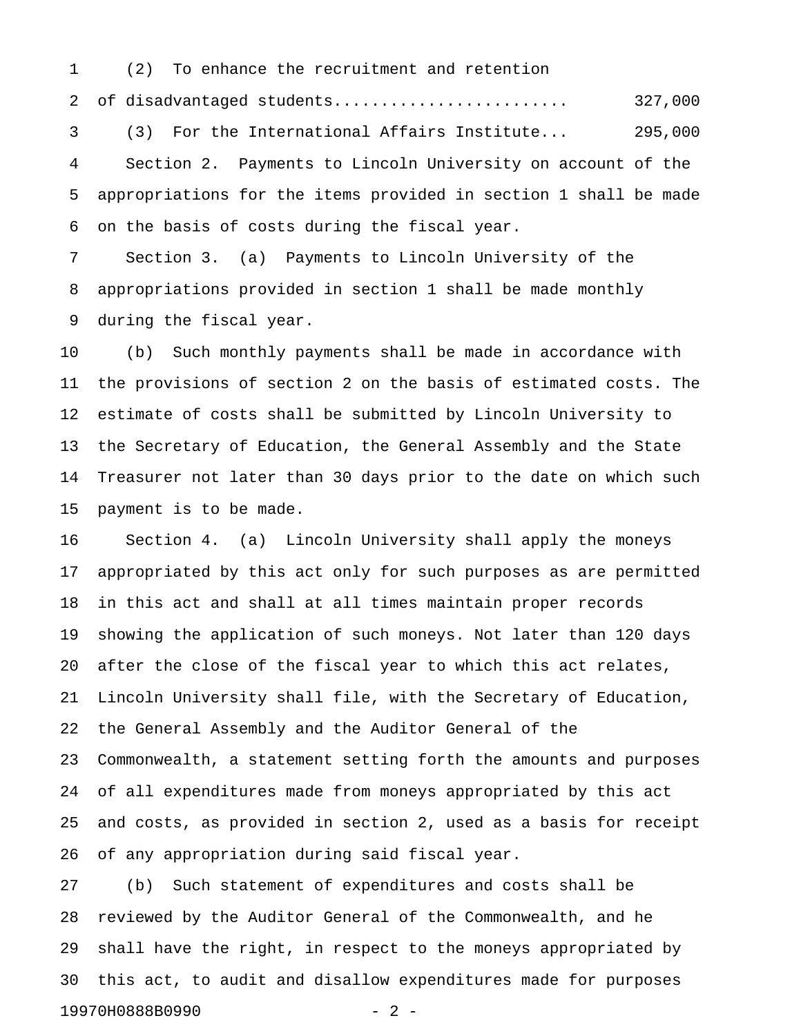(2) To enhance the recruitment and retention of disadvantaged students........................ 327,000

(3) For the International Affairs Institute... 295,000

Section 2. Payments to Lincoln University on account of the appropriations for the items provided in section 1 shall be made on the basis of costs during the fiscal year.

Section 3. (a) Payments to Lincoln University of the appropriations provided in section 1 shall be made monthly during the fiscal year.

(b) Such monthly payments shall be made in accordance with the provisions of section 2 on the basis of estimated costs. The estimate of costs shall be submitted by Lincoln University to the Secretary of Education, the General Assembly and the State Treasurer not later than 30 days prior to the date on which such payment is to be made.

Section 4. (a) Lincoln University shall apply the moneys appropriated by this act only for such purposes as are permitted in this act and shall at all times maintain proper records showing the application of such moneys. Not later than 120 days after the close of the fiscal year to which this act relates, Lincoln University shall file, with the Secretary of Education, the General Assembly and the Auditor General of the Commonwealth, a statement setting forth the amounts and purposes of all expenditures made from moneys appropriated by this act and costs, as provided in section 2, used as a basis for receipt of any appropriation during said fiscal year.

(b) Such statement of expenditures and costs shall be reviewed by the Auditor General of the Commonwealth, and he shall have the right, in respect to the moneys appropriated by this act, to audit and disallow expenditures made for purposes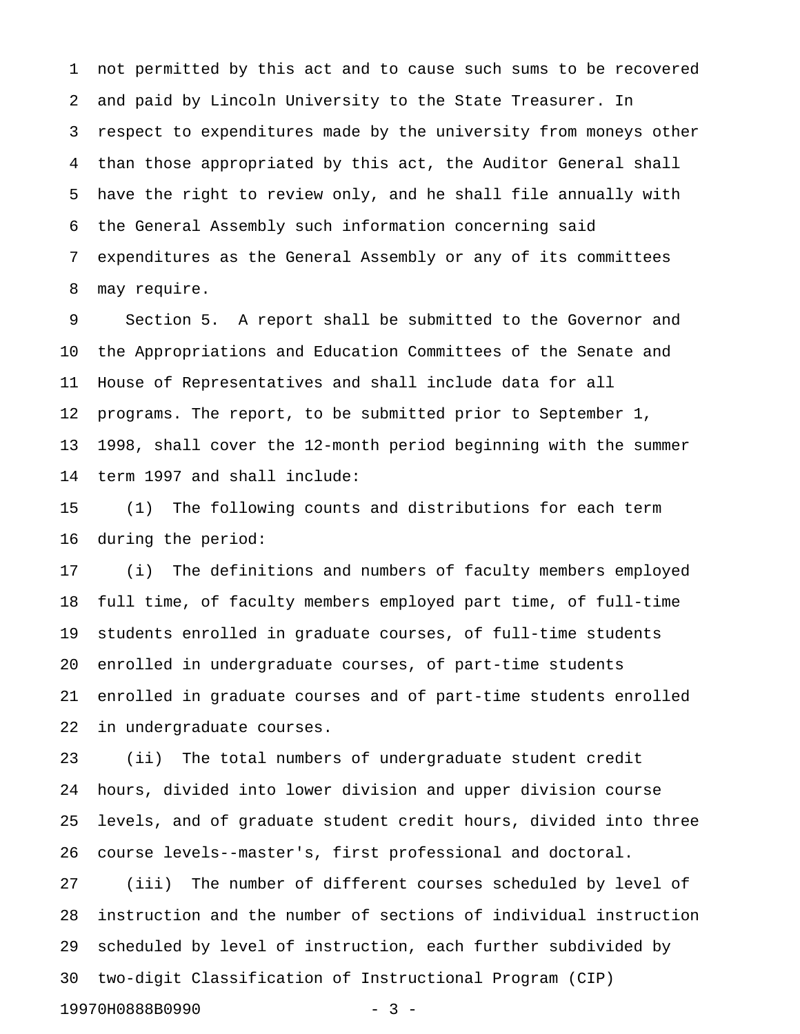not permitted by this act and to cause such sums to be recovered and paid by Lincoln University to the State Treasurer. In respect to expenditures made by the university from moneys other than those appropriated by this act, the Auditor General shall have the right to review only, and he shall file annually with the General Assembly such information concerning said expenditures as the General Assembly or any of its committees may require.

Section 5. A report shall be submitted to the Governor and the Appropriations and Education Committees of the Senate and House of Representatives and shall include data for all programs. The report, to be submitted prior to September 1, 1998, shall cover the 12-month period beginning with the summer term 1997 and shall include:

(1) The following counts and distributions for each term during the period:

(i) The definitions and numbers of faculty members employed full time, of faculty members employed part time, of full-time students enrolled in graduate courses, of full-time students enrolled in undergraduate courses, of part-time students enrolled in graduate courses and of part-time students enrolled in undergraduate courses.

(ii) The total numbers of undergraduate student credit hours, divided into lower division and upper division course levels, and of graduate student credit hours, divided into three course levels--master's, first professional and doctoral.

(iii) The number of different courses scheduled by level of instruction and the number of sections of individual instruction scheduled by level of instruction, each further subdivided by two-digit Classification of Instructional Program (CIP)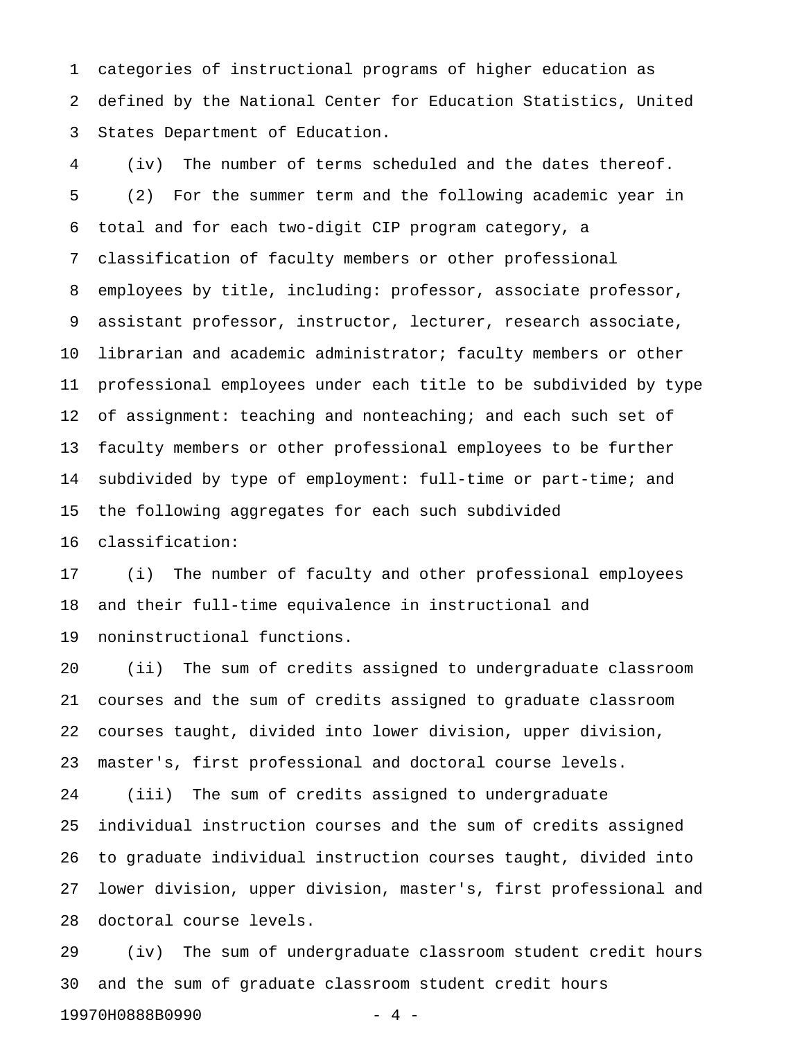categories of instructional programs of higher education as defined by the National Center for Education Statistics, United States Department of Education.

(iv) The number of terms scheduled and the dates thereof.

(2) For the summer term and the following academic year in total and for each two-digit CIP program category, a classification of faculty members or other professional employees by title, including: professor, associate professor, assistant professor, instructor, lecturer, research associate, librarian and academic administrator; faculty members or other professional employees under each title to be subdivided by type of assignment: teaching and nonteaching; and each such set of faculty members or other professional employees to be further subdivided by type of employment: full-time or part-time; and the following aggregates for each such subdivided classification:

(i) The number of faculty and other professional employees and their full-time equivalence in instructional and noninstructional functions.

(ii) The sum of credits assigned to undergraduate classroom courses and the sum of credits assigned to graduate classroom courses taught, divided into lower division, upper division, master's, first professional and doctoral course levels.

(iii) The sum of credits assigned to undergraduate individual instruction courses and the sum of credits assigned to graduate individual instruction courses taught, divided into lower division, upper division, master's, first professional and doctoral course levels.

(iv) The sum of undergraduate classroom student credit hours and the sum of graduate classroom student credit hours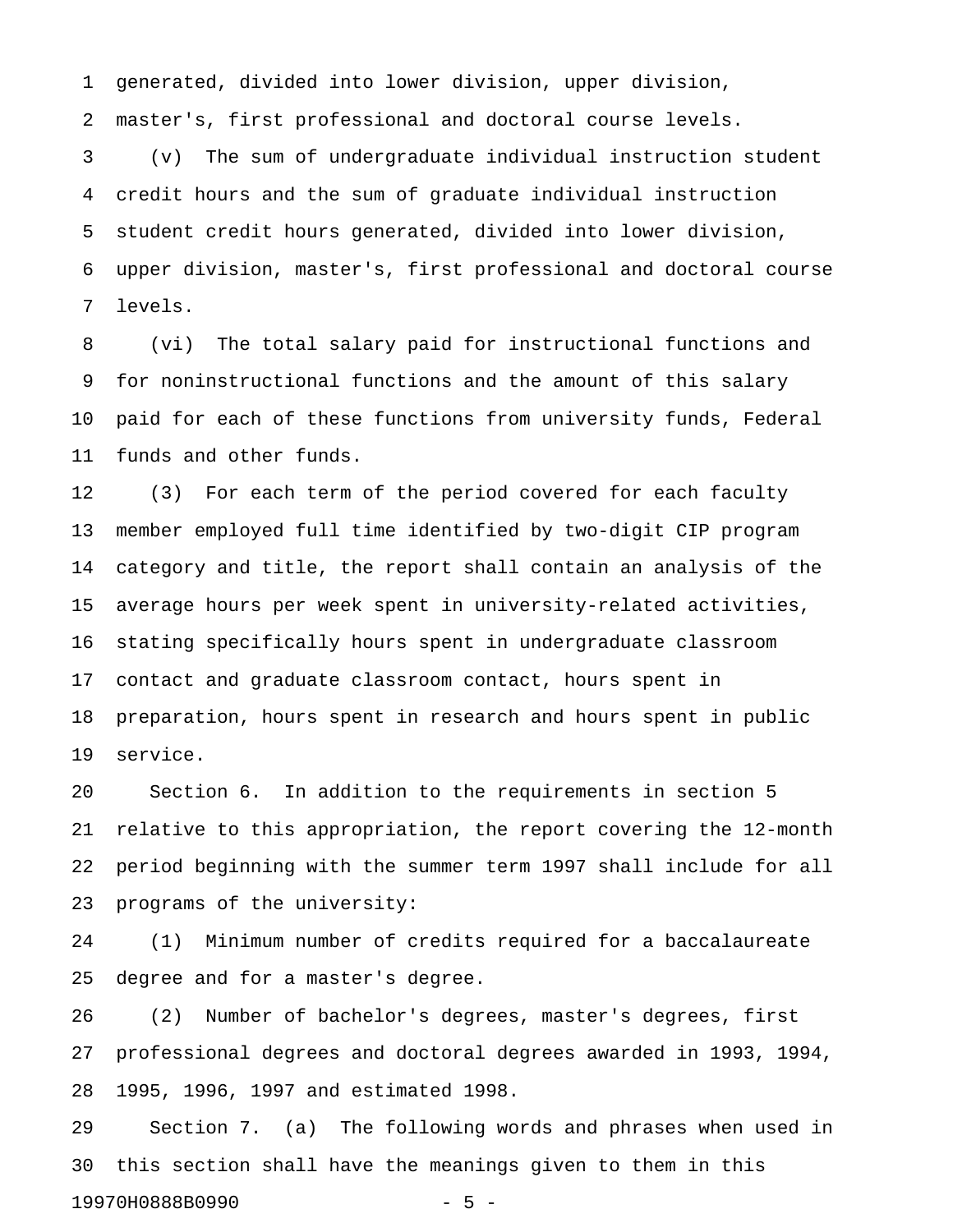generated, divided into lower division, upper division, master's, first professional and doctoral course levels.

(v) The sum of undergraduate individual instruction student credit hours and the sum of graduate individual instruction student credit hours generated, divided into lower division, upper division, master's, first professional and doctoral course levels.

(vi) The total salary paid for instructional functions and for noninstructional functions and the amount of this salary paid for each of these functions from university funds, Federal funds and other funds.

(3) For each term of the period covered for each faculty member employed full time identified by two-digit CIP program category and title, the report shall contain an analysis of the average hours per week spent in university-related activities, stating specifically hours spent in undergraduate classroom contact and graduate classroom contact, hours spent in preparation, hours spent in research and hours spent in public service.

Section 6. In addition to the requirements in section 5 relative to this appropriation, the report covering the 12-month period beginning with the summer term 1997 shall include for all programs of the university:

(1) Minimum number of credits required for a baccalaureate degree and for a master's degree.

(2) Number of bachelor's degrees, master's degrees, first professional degrees and doctoral degrees awarded in 1993, 1994, 1995, 1996, 1997 and estimated 1998.

Section 7. (a) The following words and phrases when used in this section shall have the meanings given to them in this

19970H0888B0990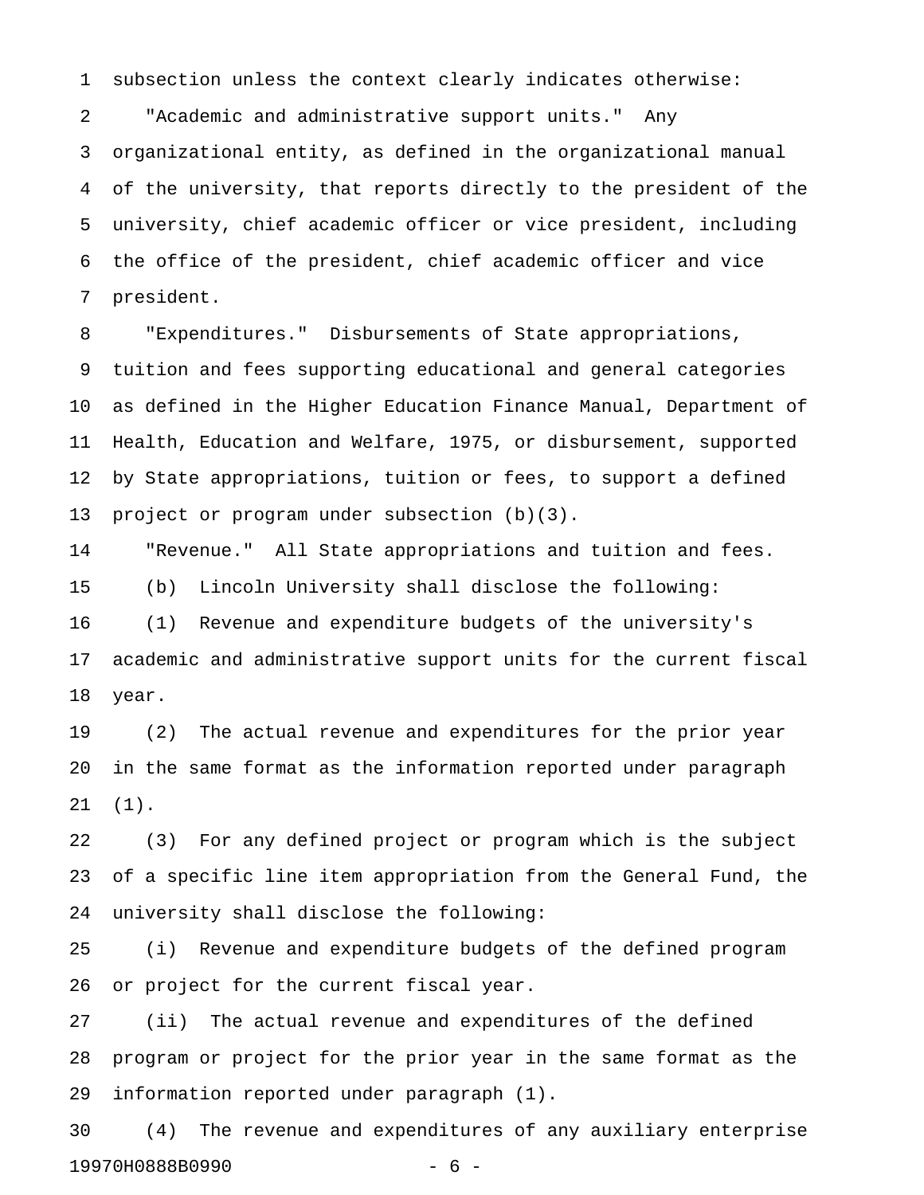subsection unless the context clearly indicates otherwise:

"Academic and administrative support units." Any organizational entity, as defined in the organizational manual of the university, that reports directly to the president of the university, chief academic officer or vice president, including the office of the president, chief academic officer and vice president.

"Expenditures." Disbursements of State appropriations, tuition and fees supporting educational and general categories as defined in the Higher Education Finance Manual, Department of Health, Education and Welfare, 1975, or disbursement, supported by State appropriations, tuition or fees, to support a defined project or program under subsection (b)(3).

"Revenue." All State appropriations and tuition and fees.

(b) Lincoln University shall disclose the following:

(1) Revenue and expenditure budgets of the university's academic and administrative support units for the current fiscal year.

(2) The actual revenue and expenditures for the prior year in the same format as the information reported under paragraph (1).

(3) For any defined project or program which is the subject of a specific line item appropriation from the General Fund, the university shall disclose the following:

(i) Revenue and expenditure budgets of the defined program or project for the current fiscal year.

(ii) The actual revenue and expenditures of the defined program or project for the prior year in the same format as the information reported under paragraph (1).

(4) The revenue and expenditures of any auxiliary enterprise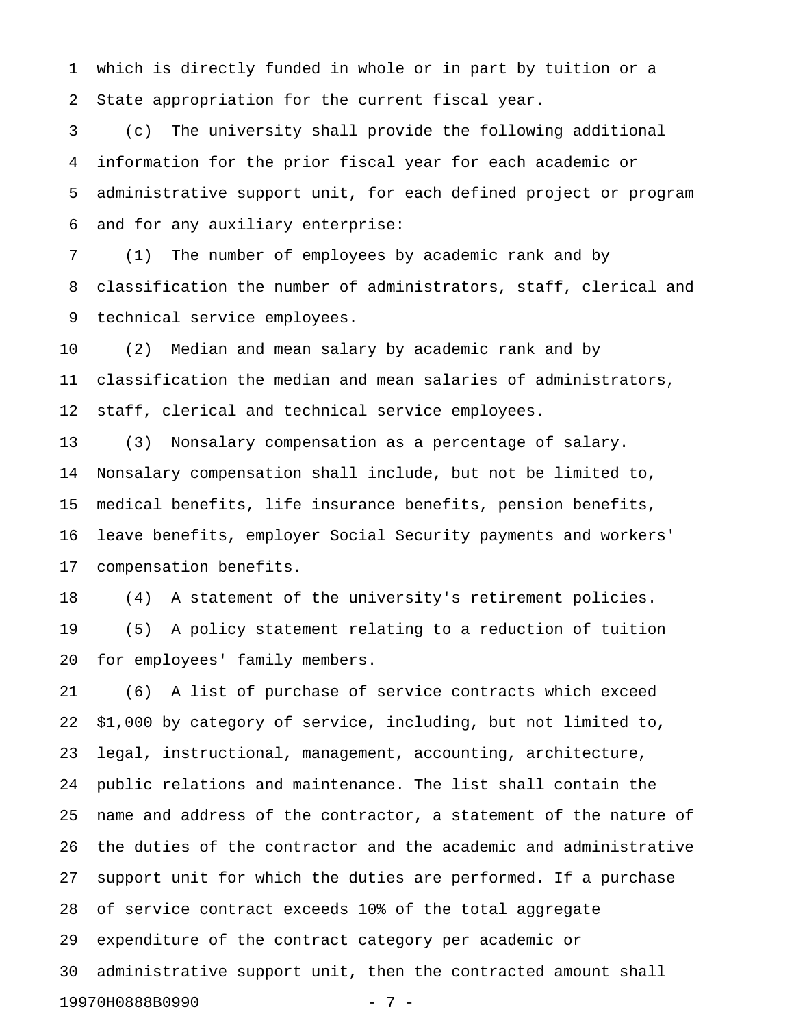which is directly funded in whole or in part by tuition or a State appropriation for the current fiscal year.

(c) The university shall provide the following additional information for the prior fiscal year for each academic or administrative support unit, for each defined project or program and for any auxiliary enterprise:

(1) The number of employees by academic rank and by classification the number of administrators, staff, clerical and technical service employees.

(2) Median and mean salary by academic rank and by classification the median and mean salaries of administrators, staff, clerical and technical service employees.

(3) Nonsalary compensation as a percentage of salary. Nonsalary compensation shall include, but not be limited to, medical benefits, life insurance benefits, pension benefits, leave benefits, employer Social Security payments and workers' compensation benefits.

(4) A statement of the university's retirement policies.

(5) A policy statement relating to a reduction of tuition for employees' family members.

(6) A list of purchase of service contracts which exceed $1,000 by category of service, including, but not limited to, legal, instructional, management, accounting, architecture, public relations and maintenance. The list shall contain the name and address of the contractor, a statement of the nature of the duties of the contractor and the academic and administrative support unit for which the duties are performed. If a purchase of service contract exceeds 10% of the total aggregate expenditure of the contract category per academic or administrative support unit, then the contracted amount shall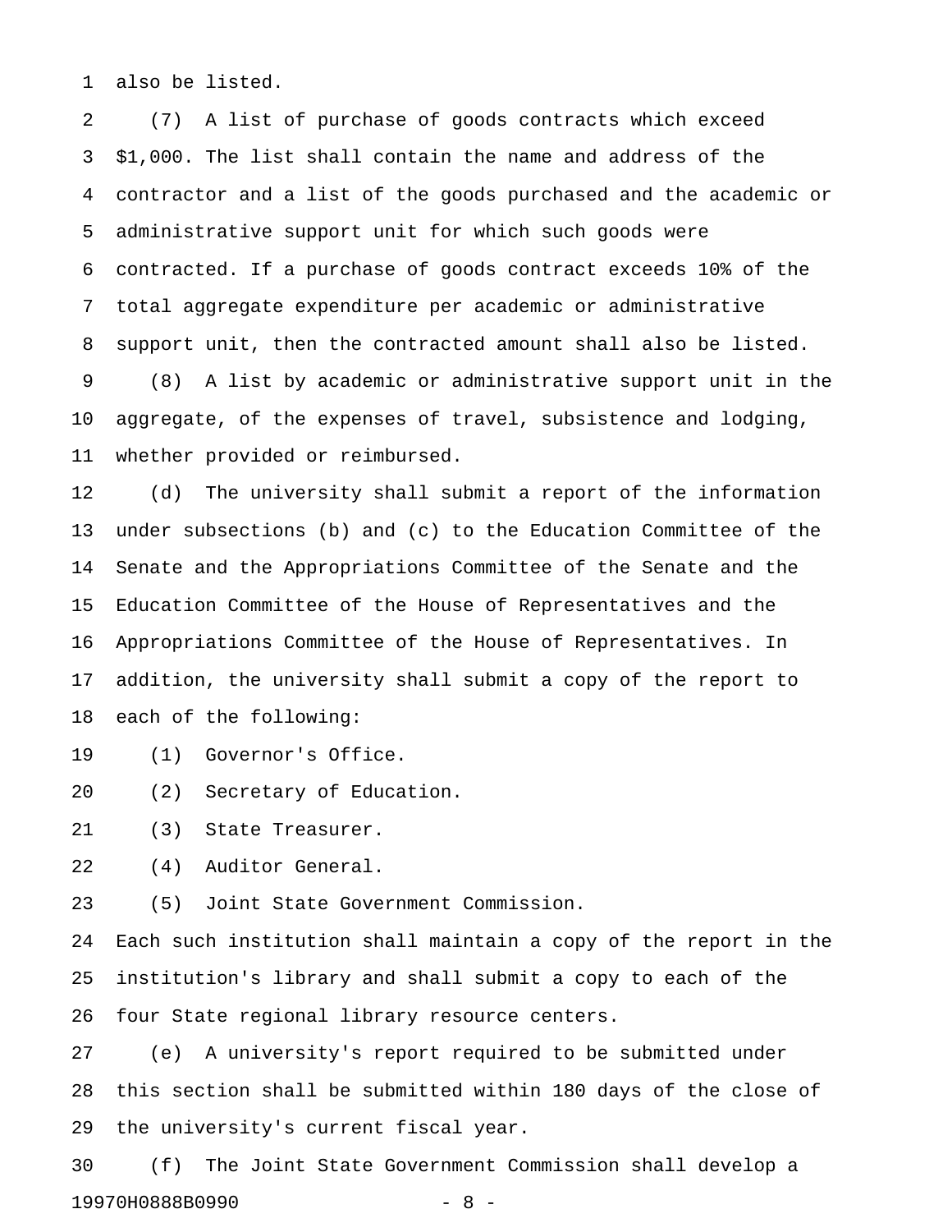also be listed.

(7) A list of purchase of goods contracts which exceed $1,000. The list shall contain the name and address of the contractor and a list of the goods purchased and the academic or administrative support unit for which such goods were contracted. If a purchase of goods contract exceeds 10% of the total aggregate expenditure per academic or administrative support unit, then the contracted amount shall also be listed.

(8) A list by academic or administrative support unit in the aggregate, of the expenses of travel, subsistence and lodging, whether provided or reimbursed.

(d) The university shall submit a report of the information under subsections (b) and (c) to the Education Committee of the Senate and the Appropriations Committee of the Senate and the Education Committee of the House of Representatives and the Appropriations Committee of the House of Representatives. In addition, the university shall submit a copy of the report to each of the following:

(1) Governor's Office.

(2) Secretary of Education.

(3) State Treasurer.

(4) Auditor General.

(5) Joint State Government Commission.

Each such institution shall maintain a copy of the report in the institution's library and shall submit a copy to each of the four State regional library resource centers.

(e) A university's report required to be submitted under this section shall be submitted within 180 days of the close of the university's current fiscal year.

(f) The Joint State Government Commission shall develop a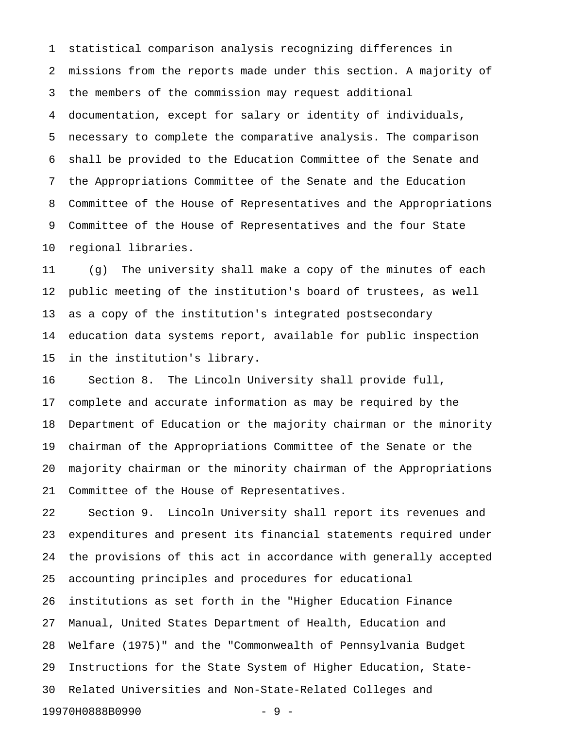statistical comparison analysis recognizing differences in missions from the reports made under this section. A majority of the members of the commission may request additional documentation, except for salary or identity of individuals, necessary to complete the comparative analysis. The comparison shall be provided to the Education Committee of the Senate and the Appropriations Committee of the Senate and the Education Committee of the House of Representatives and the Appropriations Committee of the House of Representatives and the four State regional libraries.

(g) The university shall make a copy of the minutes of each public meeting of the institution's board of trustees, as well as a copy of the institution's integrated postsecondary education data systems report, available for public inspection in the institution's library.

Section 8. The Lincoln University shall provide full, complete and accurate information as may be required by the Department of Education or the majority chairman or the minority chairman of the Appropriations Committee of the Senate or the majority chairman or the minority chairman of the Appropriations Committee of the House of Representatives.

Section 9. Lincoln University shall report its revenues and expenditures and present its financial statements required under the provisions of this act in accordance with generally accepted accounting principles and procedures for educational institutions as set forth in the "Higher Education Finance Manual, United States Department of Health, Education and Welfare (1975)" and the "Commonwealth of Pennsylvania Budget Instructions for the State System of Higher Education, State-Related Universities and Non-State-Related Colleges and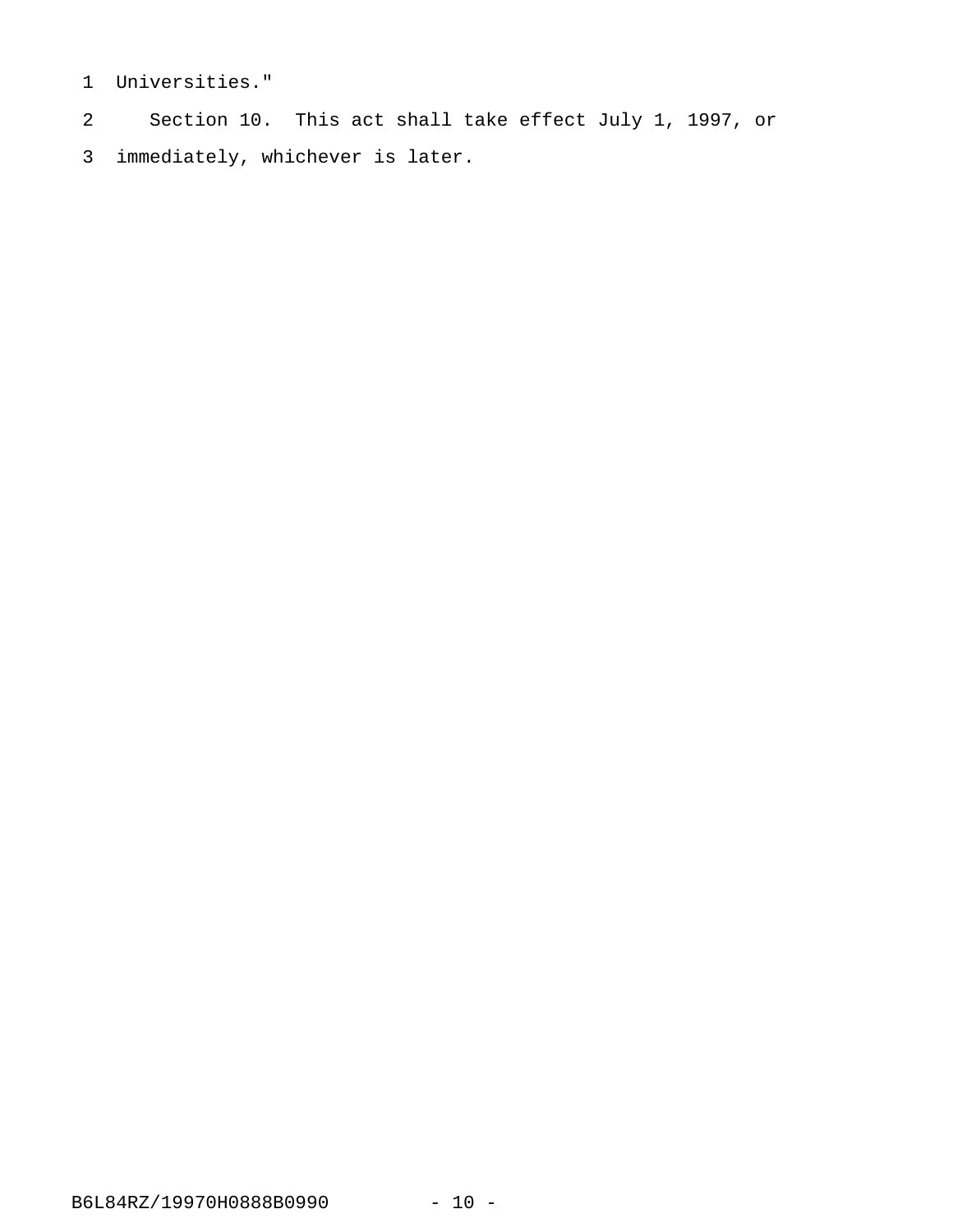Universities."

Section 10. This act shall take effect July 1, 1997, or immediately, whichever is later.